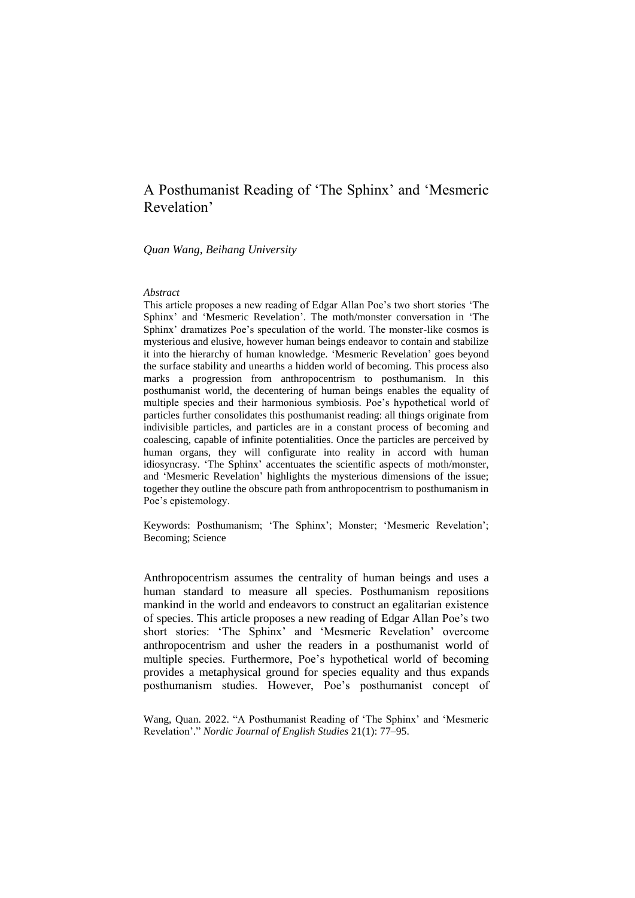# A Posthumanist Reading of 'The Sphinx' and 'Mesmeric Revelation'

*Quan Wang, Beihang University*

*Abstract*

This article proposes a new reading of Edgar Allan Poe's two short stories 'The Sphinx' and 'Mesmeric Revelation'. The moth/monster conversation in 'The Sphinx' dramatizes Poe's speculation of the world. The monster-like cosmos is mysterious and elusive, however human beings endeavor to contain and stabilize it into the hierarchy of human knowledge. 'Mesmeric Revelation' goes beyond the surface stability and unearths a hidden world of becoming. This process also marks a progression from anthropocentrism to posthumanism. In this posthumanist world, the decentering of human beings enables the equality of multiple species and their harmonious symbiosis. Poe's hypothetical world of particles further consolidates this posthumanist reading: all things originate from indivisible particles, and particles are in a constant process of becoming and coalescing, capable of infinite potentialities. Once the particles are perceived by human organs, they will configurate into reality in accord with human idiosyncrasy. 'The Sphinx' accentuates the scientific aspects of moth/monster, and 'Mesmeric Revelation' highlights the mysterious dimensions of the issue; together they outline the obscure path from anthropocentrism to posthumanism in Poe's epistemology.

Keywords: Posthumanism; 'The Sphinx'; Monster; 'Mesmeric Revelation'; Becoming; Science

Anthropocentrism assumes the centrality of human beings and uses a human standard to measure all species. Posthumanism repositions mankind in the world and endeavors to construct an egalitarian existence of species. This article proposes a new reading of Edgar Allan Poe's two short stories: 'The Sphinx' and 'Mesmeric Revelation' overcome anthropocentrism and usher the readers in a posthumanist world of multiple species. Furthermore, Poe's hypothetical world of becoming provides a metaphysical ground for species equality and thus expands posthumanism studies. However, Poe's posthumanist concept of

Wang, Quan. 2022. "A Posthumanist Reading of 'The Sphinx' and 'Mesmeric Revelation'." *Nordic Journal of English Studies* 21(1): 77–95.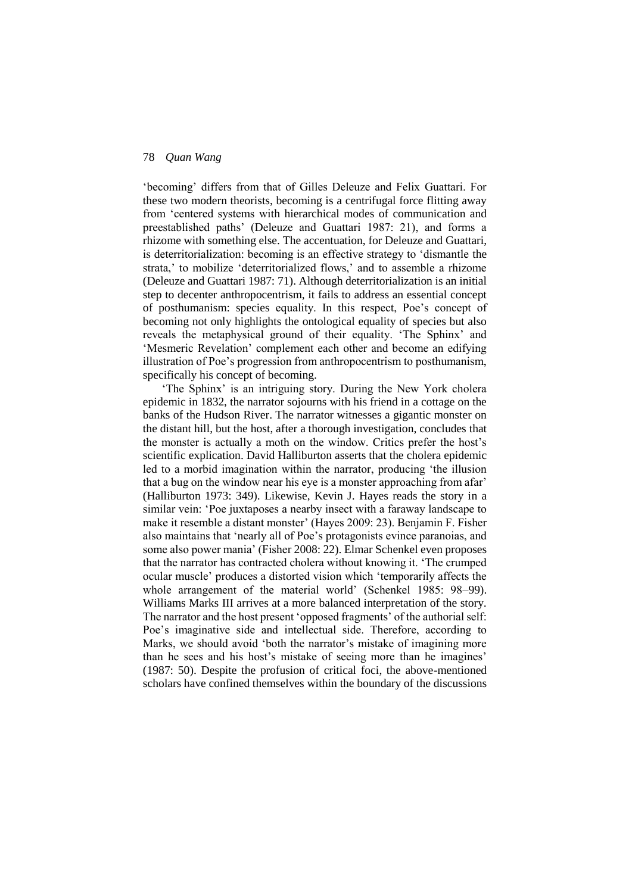'becoming' differs from that of Gilles Deleuze and Felix Guattari. For these two modern theorists, becoming is a centrifugal force flitting away from 'centered systems with hierarchical modes of communication and preestablished paths' (Deleuze and Guattari 1987: 21), and forms a rhizome with something else. The accentuation, for Deleuze and Guattari, is deterritorialization: becoming is an effective strategy to 'dismantle the strata,' to mobilize 'deterritorialized flows,' and to assemble a rhizome (Deleuze and Guattari 1987: 71). Although deterritorialization is an initial step to decenter anthropocentrism, it fails to address an essential concept of posthumanism: species equality. In this respect, Poe's concept of becoming not only highlights the ontological equality of species but also reveals the metaphysical ground of their equality. 'The Sphinx' and 'Mesmeric Revelation' complement each other and become an edifying illustration of Poe's progression from anthropocentrism to posthumanism, specifically his concept of becoming.

'The Sphinx' is an intriguing story. During the New York cholera epidemic in 1832, the narrator sojourns with his friend in a cottage on the banks of the Hudson River. The narrator witnesses a gigantic monster on the distant hill, but the host, after a thorough investigation, concludes that the monster is actually a moth on the window. Critics prefer the host's scientific explication. David Halliburton asserts that the cholera epidemic led to a morbid imagination within the narrator, producing 'the illusion that a bug on the window near his eye is a monster approaching from afar' (Halliburton 1973: 349). Likewise, Kevin J. Hayes reads the story in a similar vein: 'Poe juxtaposes a nearby insect with a faraway landscape to make it resemble a distant monster' (Hayes 2009: 23). Benjamin F. Fisher also maintains that 'nearly all of Poe's protagonists evince paranoias, and some also power mania' (Fisher 2008: 22). Elmar Schenkel even proposes that the narrator has contracted cholera without knowing it. 'The crumped ocular muscle' produces a distorted vision which 'temporarily affects the whole arrangement of the material world' (Schenkel 1985: 98–99). Williams Marks III arrives at a more balanced interpretation of the story. The narrator and the host present 'opposed fragments' of the authorial self: Poe's imaginative side and intellectual side. Therefore, according to Marks, we should avoid 'both the narrator's mistake of imagining more than he sees and his host's mistake of seeing more than he imagines' (1987: 50). Despite the profusion of critical foci, the above-mentioned scholars have confined themselves within the boundary of the discussions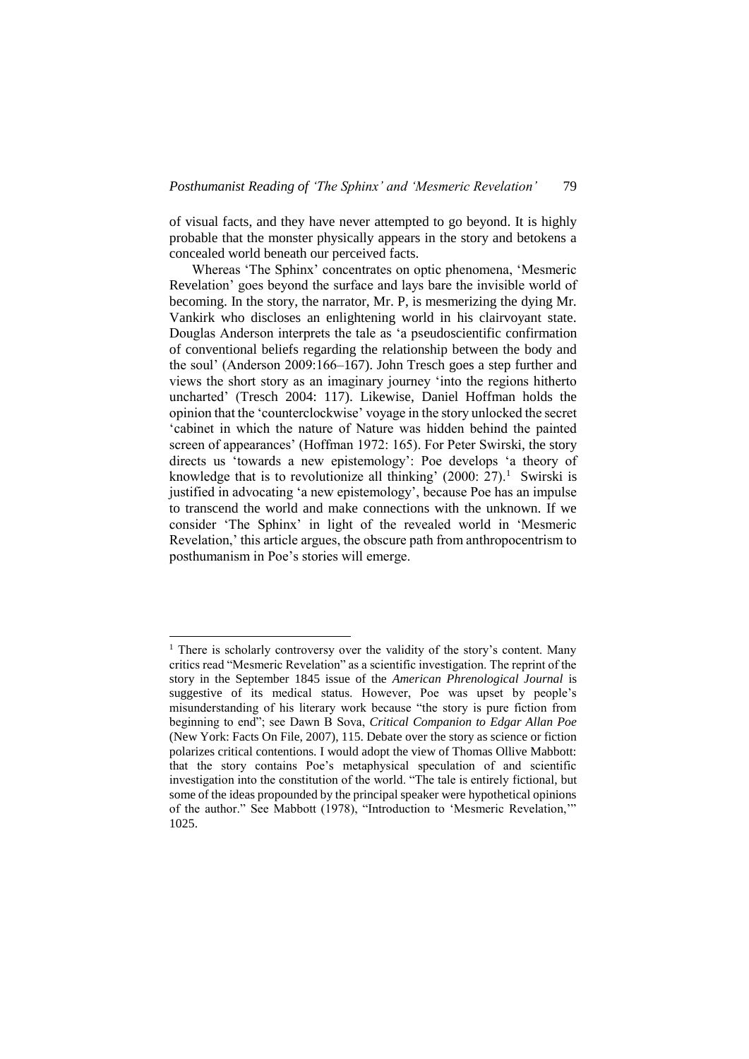of visual facts, and they have never attempted to go beyond. It is highly probable that the monster physically appears in the story and betokens a concealed world beneath our perceived facts.

Whereas 'The Sphinx' concentrates on optic phenomena, 'Mesmeric Revelation' goes beyond the surface and lays bare the invisible world of becoming. In the story, the narrator, Mr. P, is mesmerizing the dying Mr. Vankirk who discloses an enlightening world in his clairvoyant state. Douglas Anderson interprets the tale as 'a pseudoscientific confirmation of conventional beliefs regarding the relationship between the body and the soul' (Anderson 2009:166–167). John Tresch goes a step further and views the short story as an imaginary journey 'into the regions hitherto uncharted' (Tresch 2004: 117). Likewise, Daniel Hoffman holds the opinion that the 'counterclockwise' voyage in the story unlocked the secret 'cabinet in which the nature of Nature was hidden behind the painted screen of appearances' (Hoffman 1972: 165). For Peter Swirski, the story directs us 'towards a new epistemology': Poe develops 'a theory of knowledge that is to revolutionize all thinking' (2000: 27).[1] Swirski is justified in advocating 'a new epistemology', because Poe has an impulse to transcend the world and make connections with the unknown. If we consider 'The Sphinx' in light of the revealed world in 'Mesmeric Revelation,' this article argues, the obscure path from anthropocentrism to posthumanism in Poe's stories will emerge.

---

[1] There is scholarly controversy over the validity of the story's content. Many critics read "Mesmeric Revelation" as a scientific investigation. The reprint of the story in the September 1845 issue of the *American Phrenological Journal* is suggestive of its medical status. However, Poe was upset by people's misunderstanding of his literary work because "the story is pure fiction from beginning to end"; see Dawn B Sova, *Critical Companion to Edgar Allan Poe* (New York: Facts On File, 2007), 115. Debate over the story as science or fiction polarizes critical contentions. I would adopt the view of Thomas Ollive Mabbott: that the story contains Poe's metaphysical speculation of and scientific investigation into the constitution of the world. "The tale is entirely fictional, but some of the ideas propounded by the principal speaker were hypothetical opinions of the author." See Mabbott (1978), "Introduction to 'Mesmeric Revelation,'" 1025.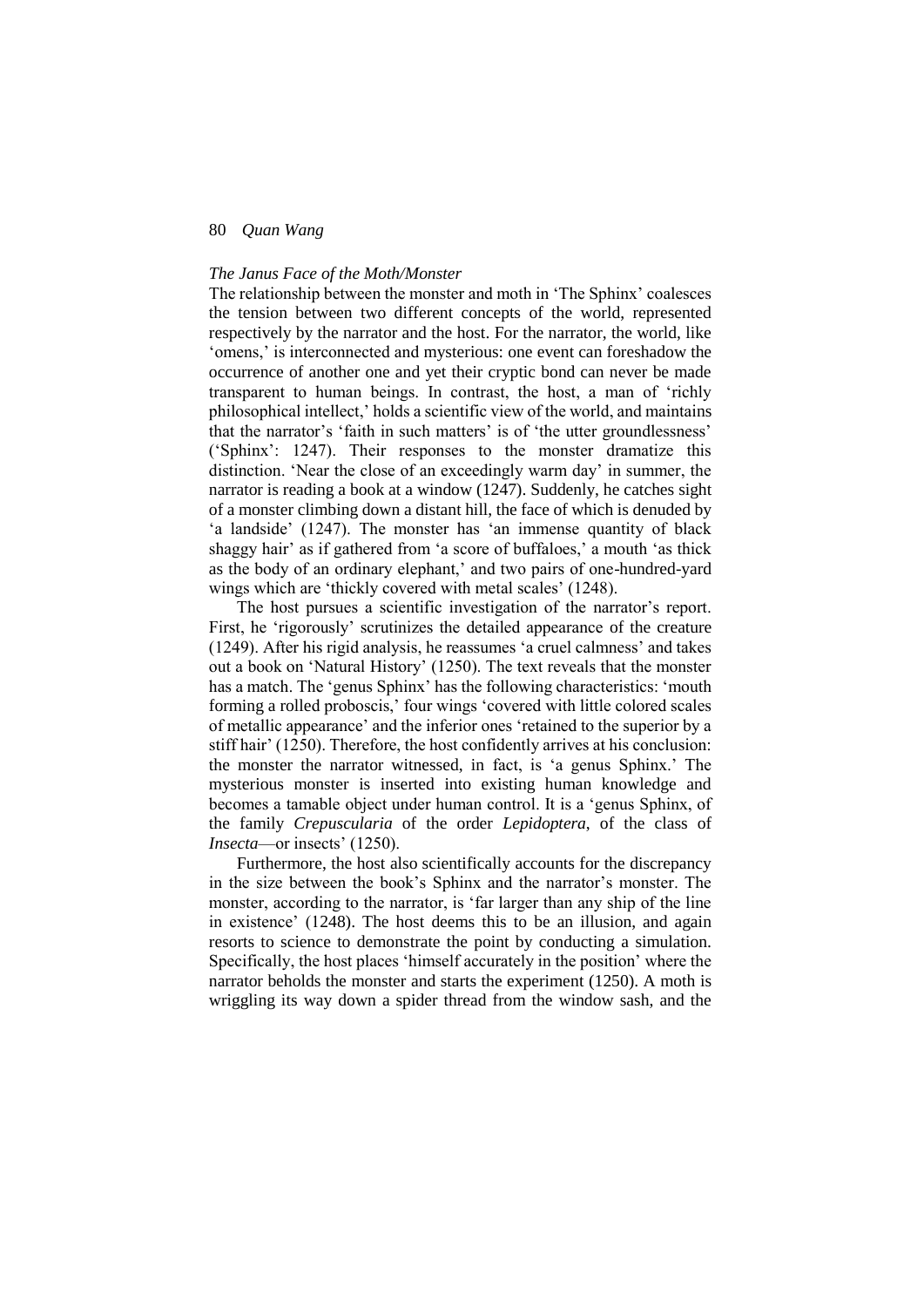*The Janus Face of the Moth/Monster*

The relationship between the monster and moth in 'The Sphinx' coalesces the tension between two different concepts of the world, represented respectively by the narrator and the host. For the narrator, the world, like 'omens,' is interconnected and mysterious: one event can foreshadow the occurrence of another one and yet their cryptic bond can never be made transparent to human beings. In contrast, the host, a man of 'richly philosophical intellect,' holds a scientific view of the world, and maintains that the narrator's 'faith in such matters' is of 'the utter groundlessness' ('Sphinx': 1247). Their responses to the monster dramatize this distinction. 'Near the close of an exceedingly warm day' in summer, the narrator is reading a book at a window (1247). Suddenly, he catches sight of a monster climbing down a distant hill, the face of which is denuded by 'a landside' (1247). The monster has 'an immense quantity of black shaggy hair' as if gathered from 'a score of buffaloes,' a mouth 'as thick as the body of an ordinary elephant,' and two pairs of one-hundred-yard wings which are 'thickly covered with metal scales' (1248).

The host pursues a scientific investigation of the narrator's report. First, he 'rigorously' scrutinizes the detailed appearance of the creature (1249). After his rigid analysis, he reassumes 'a cruel calmness' and takes out a book on 'Natural History' (1250). The text reveals that the monster has a match. The 'genus Sphinx' has the following characteristics: 'mouth forming a rolled proboscis,' four wings 'covered with little colored scales of metallic appearance' and the inferior ones 'retained to the superior by a stiff hair' (1250). Therefore, the host confidently arrives at his conclusion: the monster the narrator witnessed, in fact, is 'a genus Sphinx.' The mysterious monster is inserted into existing human knowledge and becomes a tamable object under human control. It is a 'genus Sphinx, of the family *Crepuscularia* of the order *Lepidoptera*, of the class of *Insecta*—or insects' (1250).

Furthermore, the host also scientifically accounts for the discrepancy in the size between the book's Sphinx and the narrator's monster. The monster, according to the narrator, is 'far larger than any ship of the line in existence' (1248). The host deems this to be an illusion, and again resorts to science to demonstrate the point by conducting a simulation. Specifically, the host places 'himself accurately in the position' where the narrator beholds the monster and starts the experiment (1250). A moth is wriggling its way down a spider thread from the window sash, and the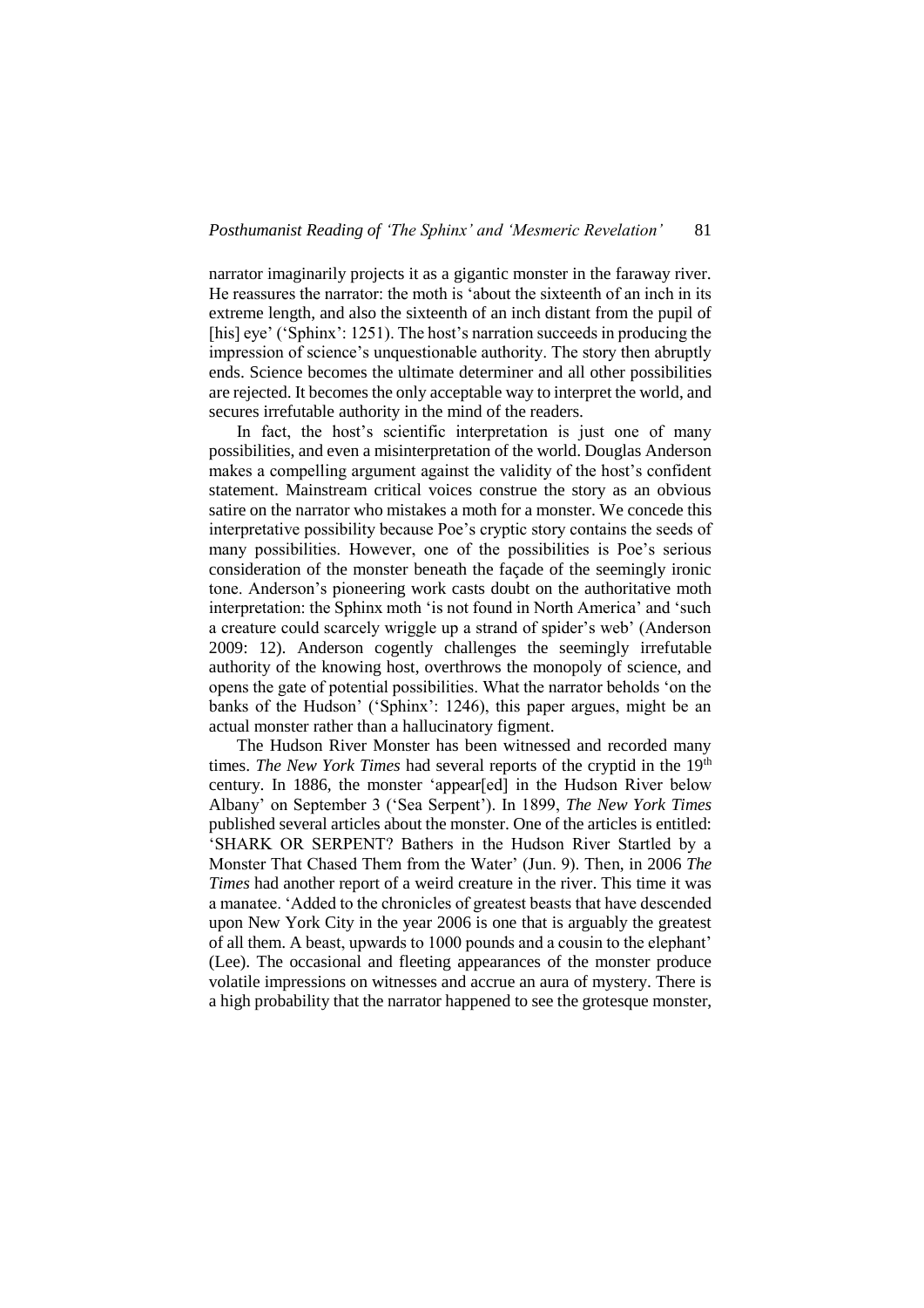narrator imaginarily projects it as a gigantic monster in the faraway river. He reassures the narrator: the moth is 'about the sixteenth of an inch in its extreme length, and also the sixteenth of an inch distant from the pupil of [his] eye' ('Sphinx': 1251). The host's narration succeeds in producing the impression of science's unquestionable authority. The story then abruptly ends. Science becomes the ultimate determiner and all other possibilities are rejected. It becomes the only acceptable way to interpret the world, and secures irrefutable authority in the mind of the readers.

In fact, the host's scientific interpretation is just one of many possibilities, and even a misinterpretation of the world. Douglas Anderson makes a compelling argument against the validity of the host's confident statement. Mainstream critical voices construe the story as an obvious satire on the narrator who mistakes a moth for a monster. We concede this interpretative possibility because Poe's cryptic story contains the seeds of many possibilities. However, one of the possibilities is Poe's serious consideration of the monster beneath the façade of the seemingly ironic tone. Anderson's pioneering work casts doubt on the authoritative moth interpretation: the Sphinx moth 'is not found in North America' and 'such a creature could scarcely wriggle up a strand of spider's web' (Anderson 2009: 12). Anderson cogently challenges the seemingly irrefutable authority of the knowing host, overthrows the monopoly of science, and opens the gate of potential possibilities. What the narrator beholds 'on the banks of the Hudson' ('Sphinx': 1246), this paper argues, might be an actual monster rather than a hallucinatory figment.

The Hudson River Monster has been witnessed and recorded many times. *The New York Times* had several reports of the cryptid in the 19th century. In 1886, the monster 'appear[ed] in the Hudson River below Albany' on September 3 ('Sea Serpent'). In 1899, *The New York Times* published several articles about the monster. One of the articles is entitled: 'SHARK OR SERPENT? Bathers in the Hudson River Startled by a Monster That Chased Them from the Water' (Jun. 9). Then, in 2006 *The Times* had another report of a weird creature in the river. This time it was a manatee. 'Added to the chronicles of greatest beasts that have descended upon New York City in the year 2006 is one that is arguably the greatest of all them. A beast, upwards to 1000 pounds and a cousin to the elephant' (Lee). The occasional and fleeting appearances of the monster produce volatile impressions on witnesses and accrue an aura of mystery. There is a high probability that the narrator happened to see the grotesque monster,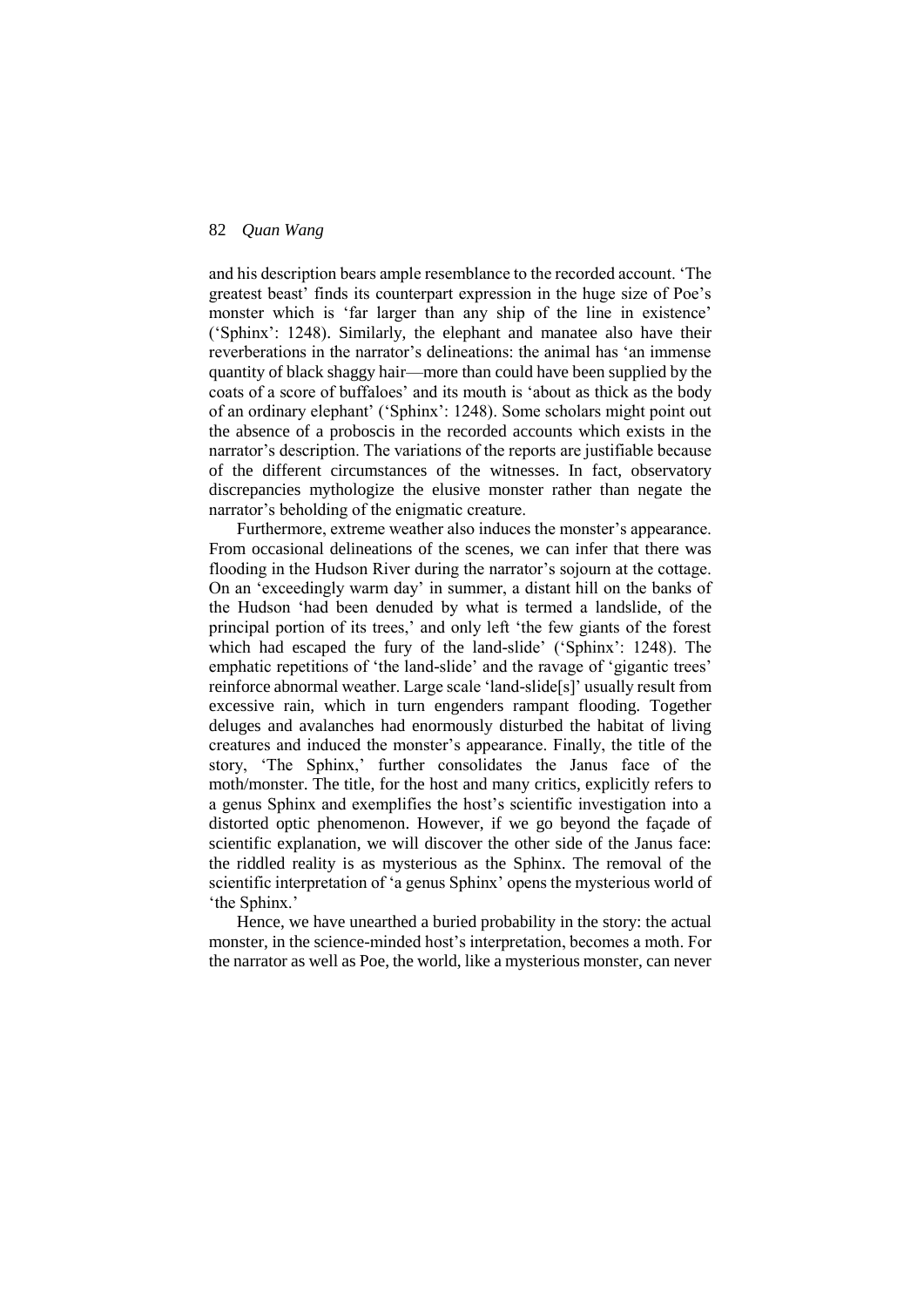and his description bears ample resemblance to the recorded account. 'The greatest beast' finds its counterpart expression in the huge size of Poe's monster which is 'far larger than any ship of the line in existence' ('Sphinx': 1248). Similarly, the elephant and manatee also have their reverberations in the narrator's delineations: the animal has 'an immense quantity of black shaggy hair—more than could have been supplied by the coats of a score of buffaloes' and its mouth is 'about as thick as the body of an ordinary elephant' ('Sphinx': 1248). Some scholars might point out the absence of a proboscis in the recorded accounts which exists in the narrator's description. The variations of the reports are justifiable because of the different circumstances of the witnesses. In fact, observatory discrepancies mythologize the elusive monster rather than negate the narrator's beholding of the enigmatic creature.

Furthermore, extreme weather also induces the monster's appearance. From occasional delineations of the scenes, we can infer that there was flooding in the Hudson River during the narrator's sojourn at the cottage. On an 'exceedingly warm day' in summer, a distant hill on the banks of the Hudson 'had been denuded by what is termed a landslide, of the principal portion of its trees,' and only left 'the few giants of the forest which had escaped the fury of the land-slide' ('Sphinx': 1248). The emphatic repetitions of 'the land-slide' and the ravage of 'gigantic trees' reinforce abnormal weather. Large scale 'land-slide[s]' usually result from excessive rain, which in turn engenders rampant flooding. Together deluges and avalanches had enormously disturbed the habitat of living creatures and induced the monster's appearance. Finally, the title of the story, 'The Sphinx,' further consolidates the Janus face of the moth/monster. The title, for the host and many critics, explicitly refers to a genus Sphinx and exemplifies the host's scientific investigation into a distorted optic phenomenon. However, if we go beyond the façade of scientific explanation, we will discover the other side of the Janus face: the riddled reality is as mysterious as the Sphinx. The removal of the scientific interpretation of 'a genus Sphinx' opens the mysterious world of 'the Sphinx.'

Hence, we have unearthed a buried probability in the story: the actual monster, in the science-minded host's interpretation, becomes a moth. For the narrator as well as Poe, the world, like a mysterious monster, can never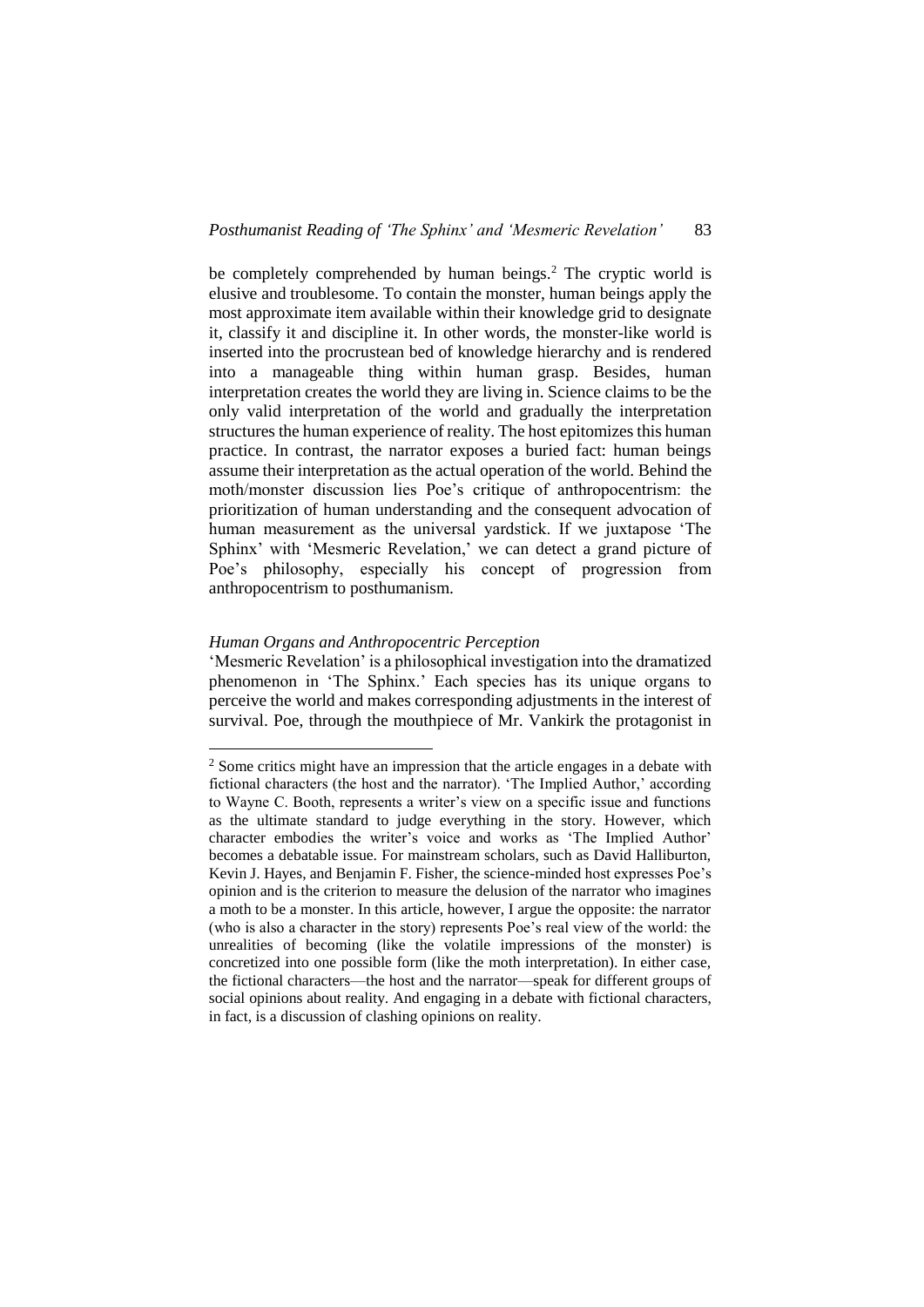be completely comprehended by human beings.[2] The cryptic world is elusive and troublesome. To contain the monster, human beings apply the most approximate item available within their knowledge grid to designate it, classify it and discipline it. In other words, the monster-like world is inserted into the procrustean bed of knowledge hierarchy and is rendered into a manageable thing within human grasp. Besides, human interpretation creates the world they are living in. Science claims to be the only valid interpretation of the world and gradually the interpretation structures the human experience of reality. The host epitomizes this human practice. In contrast, the narrator exposes a buried fact: human beings assume their interpretation as the actual operation of the world. Behind the moth/monster discussion lies Poe's critique of anthropocentrism: the prioritization of human understanding and the consequent advocation of human measurement as the universal yardstick. If we juxtapose 'The Sphinx' with 'Mesmeric Revelation,' we can detect a grand picture of Poe's philosophy, especially his concept of progression from anthropocentrism to posthumanism.

*Human Organs and Anthropocentric Perception*

'Mesmeric Revelation' is a philosophical investigation into the dramatized phenomenon in 'The Sphinx.' Each species has its unique organs to perceive the world and makes corresponding adjustments in the interest of survival. Poe, through the mouthpiece of Mr. Vankirk the protagonist in

---

[2] Some critics might have an impression that the article engages in a debate with fictional characters (the host and the narrator). 'The Implied Author,' according to Wayne C. Booth, represents a writer's view on a specific issue and functions as the ultimate standard to judge everything in the story. However, which character embodies the writer's voice and works as 'The Implied Author' becomes a debatable issue. For mainstream scholars, such as David Halliburton, Kevin J. Hayes, and Benjamin F. Fisher, the science-minded host expresses Poe's opinion and is the criterion to measure the delusion of the narrator who imagines a moth to be a monster. In this article, however, I argue the opposite: the narrator (who is also a character in the story) represents Poe's real view of the world: the unrealities of becoming (like the volatile impressions of the monster) is concretized into one possible form (like the moth interpretation). In either case, the fictional characters—the host and the narrator—speak for different groups of social opinions about reality. And engaging in a debate with fictional characters, in fact, is a discussion of clashing opinions on reality.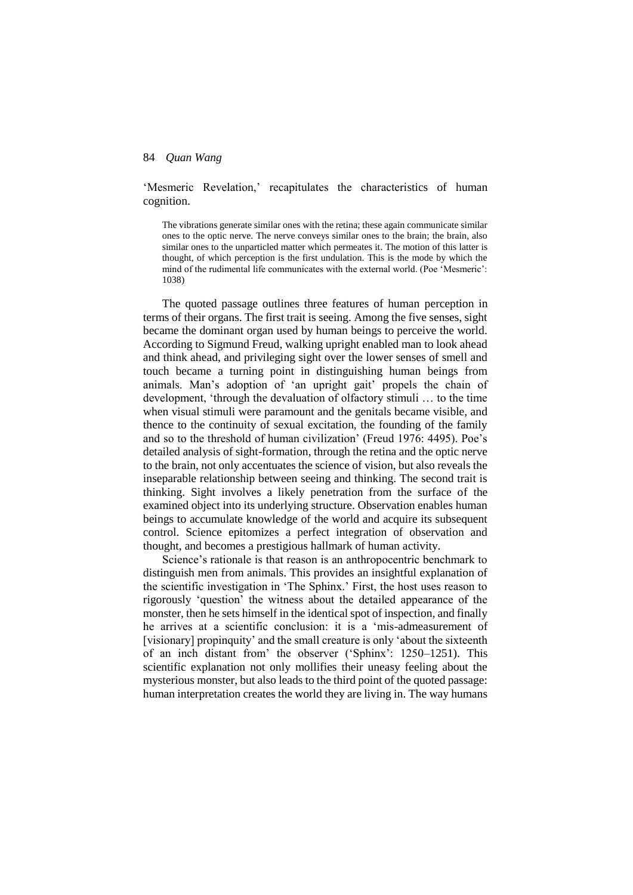'Mesmeric Revelation,' recapitulates the characteristics of human cognition.

> The vibrations generate similar ones with the retina; these again communicate similar ones to the optic nerve. The nerve conveys similar ones to the brain; the brain, also similar ones to the unparticled matter which permeates it. The motion of this latter is thought, of which perception is the first undulation. This is the mode by which the mind of the rudimental life communicates with the external world. (Poe 'Mesmeric': 1038)

The quoted passage outlines three features of human perception in terms of their organs. The first trait is seeing. Among the five senses, sight became the dominant organ used by human beings to perceive the world. According to Sigmund Freud, walking upright enabled man to look ahead and think ahead, and privileging sight over the lower senses of smell and touch became a turning point in distinguishing human beings from animals. Man's adoption of 'an upright gait' propels the chain of development, 'through the devaluation of olfactory stimuli … to the time when visual stimuli were paramount and the genitals became visible, and thence to the continuity of sexual excitation, the founding of the family and so to the threshold of human civilization' (Freud 1976: 4495). Poe's detailed analysis of sight-formation, through the retina and the optic nerve to the brain, not only accentuates the science of vision, but also reveals the inseparable relationship between seeing and thinking. The second trait is thinking. Sight involves a likely penetration from the surface of the examined object into its underlying structure. Observation enables human beings to accumulate knowledge of the world and acquire its subsequent control. Science epitomizes a perfect integration of observation and thought, and becomes a prestigious hallmark of human activity.

Science's rationale is that reason is an anthropocentric benchmark to distinguish men from animals. This provides an insightful explanation of the scientific investigation in 'The Sphinx.' First, the host uses reason to rigorously 'question' the witness about the detailed appearance of the monster, then he sets himself in the identical spot of inspection, and finally he arrives at a scientific conclusion: it is a 'mis-admeasurement of [visionary] propinquity' and the small creature is only 'about the sixteenth of an inch distant from' the observer ('Sphinx': 1250–1251). This scientific explanation not only mollifies their uneasy feeling about the mysterious monster, but also leads to the third point of the quoted passage: human interpretation creates the world they are living in. The way humans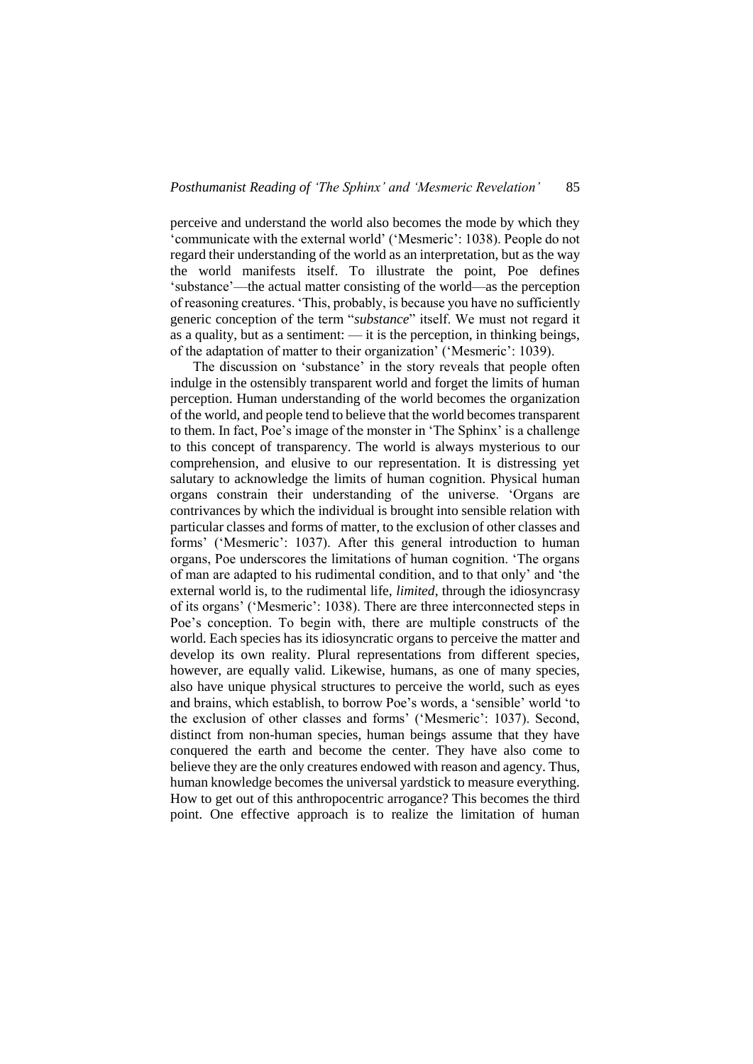perceive and understand the world also becomes the mode by which they 'communicate with the external world' ('Mesmeric': 1038). People do not regard their understanding of the world as an interpretation, but as the way the world manifests itself. To illustrate the point, Poe defines 'substance'—the actual matter consisting of the world—as the perception of reasoning creatures. 'This, probably, is because you have no sufficiently generic conception of the term "*substance*" itself. We must not regard it as a quality, but as a sentiment: — it is the perception, in thinking beings, of the adaptation of matter to their organization' ('Mesmeric': 1039).

The discussion on 'substance' in the story reveals that people often indulge in the ostensibly transparent world and forget the limits of human perception. Human understanding of the world becomes the organization of the world, and people tend to believe that the world becomes transparent to them. In fact, Poe's image of the monster in 'The Sphinx' is a challenge to this concept of transparency. The world is always mysterious to our comprehension, and elusive to our representation. It is distressing yet salutary to acknowledge the limits of human cognition. Physical human organs constrain their understanding of the universe. 'Organs are contrivances by which the individual is brought into sensible relation with particular classes and forms of matter, to the exclusion of other classes and forms' ('Mesmeric': 1037). After this general introduction to human organs, Poe underscores the limitations of human cognition. 'The organs of man are adapted to his rudimental condition, and to that only' and 'the external world is, to the rudimental life, *limited*, through the idiosyncrasy of its organs' ('Mesmeric': 1038). There are three interconnected steps in Poe's conception. To begin with, there are multiple constructs of the world. Each species has its idiosyncratic organs to perceive the matter and develop its own reality. Plural representations from different species, however, are equally valid. Likewise, humans, as one of many species, also have unique physical structures to perceive the world, such as eyes and brains, which establish, to borrow Poe's words, a 'sensible' world 'to the exclusion of other classes and forms' ('Mesmeric': 1037). Second, distinct from non-human species, human beings assume that they have conquered the earth and become the center. They have also come to believe they are the only creatures endowed with reason and agency. Thus, human knowledge becomes the universal yardstick to measure everything. How to get out of this anthropocentric arrogance? This becomes the third point. One effective approach is to realize the limitation of human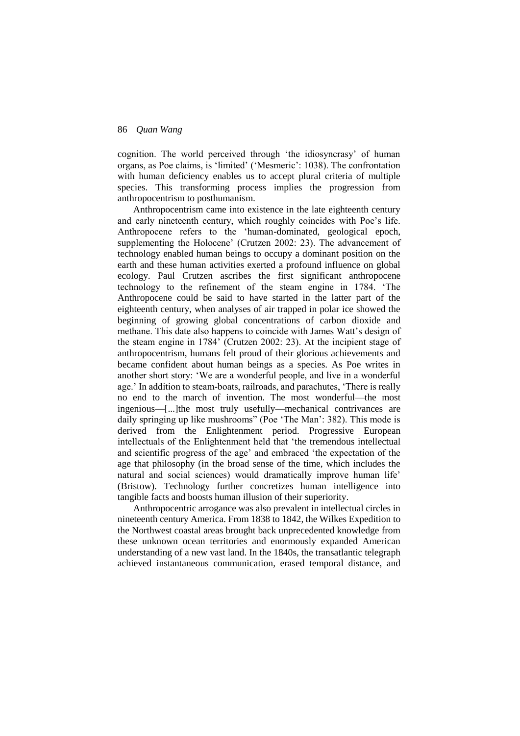cognition. The world perceived through 'the idiosyncrasy' of human organs, as Poe claims, is 'limited' ('Mesmeric': 1038). The confrontation with human deficiency enables us to accept plural criteria of multiple species. This transforming process implies the progression from anthropocentrism to posthumanism.

Anthropocentrism came into existence in the late eighteenth century and early nineteenth century, which roughly coincides with Poe's life. Anthropocene refers to the 'human-dominated, geological epoch, supplementing the Holocene' (Crutzen 2002: 23). The advancement of technology enabled human beings to occupy a dominant position on the earth and these human activities exerted a profound influence on global ecology. Paul Crutzen ascribes the first significant anthropocene technology to the refinement of the steam engine in 1784. 'The Anthropocene could be said to have started in the latter part of the eighteenth century, when analyses of air trapped in polar ice showed the beginning of growing global concentrations of carbon dioxide and methane. This date also happens to coincide with James Watt's design of the steam engine in 1784' (Crutzen 2002: 23). At the incipient stage of anthropocentrism, humans felt proud of their glorious achievements and became confident about human beings as a species. As Poe writes in another short story: 'We are a wonderful people, and live in a wonderful age.' In addition to steam-boats, railroads, and parachutes, 'There is really no end to the march of invention. The most wonderful—the most ingenious—[...]the most truly usefully—mechanical contrivances are daily springing up like mushrooms" (Poe 'The Man': 382). This mode is derived from the Enlightenment period. Progressive European intellectuals of the Enlightenment held that 'the tremendous intellectual and scientific progress of the age' and embraced 'the expectation of the age that philosophy (in the broad sense of the time, which includes the natural and social sciences) would dramatically improve human life' (Bristow). Technology further concretizes human intelligence into tangible facts and boosts human illusion of their superiority.

Anthropocentric arrogance was also prevalent in intellectual circles in nineteenth century America. From 1838 to 1842, the Wilkes Expedition to the Northwest coastal areas brought back unprecedented knowledge from these unknown ocean territories and enormously expanded American understanding of a new vast land. In the 1840s, the transatlantic telegraph achieved instantaneous communication, erased temporal distance, and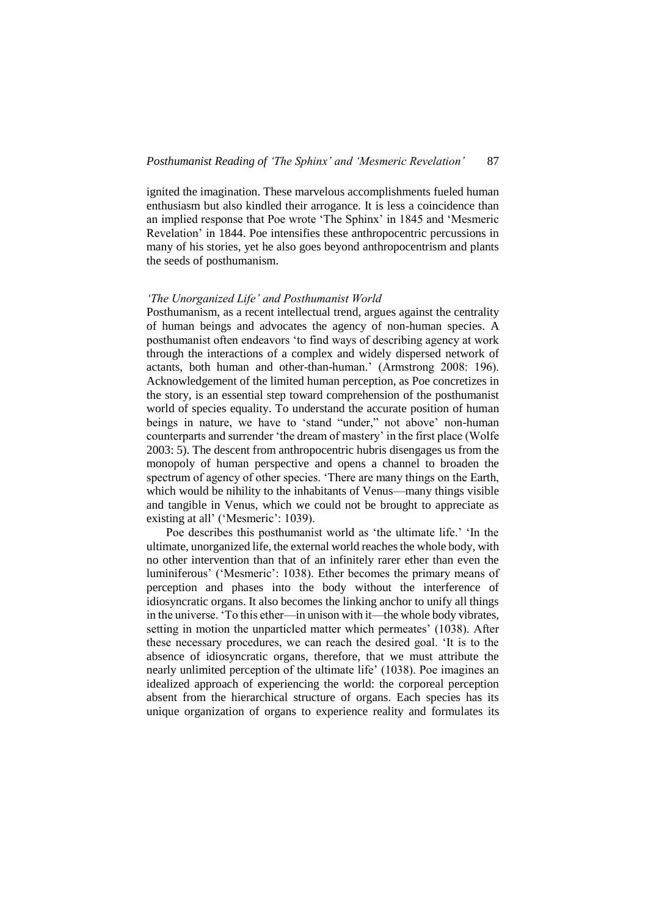ignited the imagination. These marvelous accomplishments fueled human enthusiasm but also kindled their arrogance. It is less a coincidence than an implied response that Poe wrote 'The Sphinx' in 1845 and 'Mesmeric Revelation' in 1844. Poe intensifies these anthropocentric percussions in many of his stories, yet he also goes beyond anthropocentrism and plants the seeds of posthumanism.

### *'The Unorganized Life' and Posthumanist World*

Posthumanism, as a recent intellectual trend, argues against the centrality of human beings and advocates the agency of non-human species. A posthumanist often endeavors 'to find ways of describing agency at work through the interactions of a complex and widely dispersed network of actants, both human and other-than-human.' (Armstrong 2008: 196). Acknowledgement of the limited human perception, as Poe concretizes in the story, is an essential step toward comprehension of the posthumanist world of species equality. To understand the accurate position of human beings in nature, we have to 'stand "under," not above' non-human counterparts and surrender 'the dream of mastery' in the first place (Wolfe 2003: 5). The descent from anthropocentric hubris disengages us from the monopoly of human perspective and opens a channel to broaden the spectrum of agency of other species. 'There are many things on the Earth, which would be nihility to the inhabitants of Venus—many things visible and tangible in Venus, which we could not be brought to appreciate as existing at all' ('Mesmeric': 1039).

Poe describes this posthumanist world as 'the ultimate life.' 'In the ultimate, unorganized life, the external world reaches the whole body, with no other intervention than that of an infinitely rarer ether than even the luminiferous' ('Mesmeric': 1038). Ether becomes the primary means of perception and phases into the body without the interference of idiosyncratic organs. It also becomes the linking anchor to unify all things in the universe. 'To this ether—in unison with it—the whole body vibrates, setting in motion the unparticled matter which permeates' (1038). After these necessary procedures, we can reach the desired goal. 'It is to the absence of idiosyncratic organs, therefore, that we must attribute the nearly unlimited perception of the ultimate life' (1038). Poe imagines an idealized approach of experiencing the world: the corporeal perception absent from the hierarchical structure of organs. Each species has its unique organization of organs to experience reality and formulates its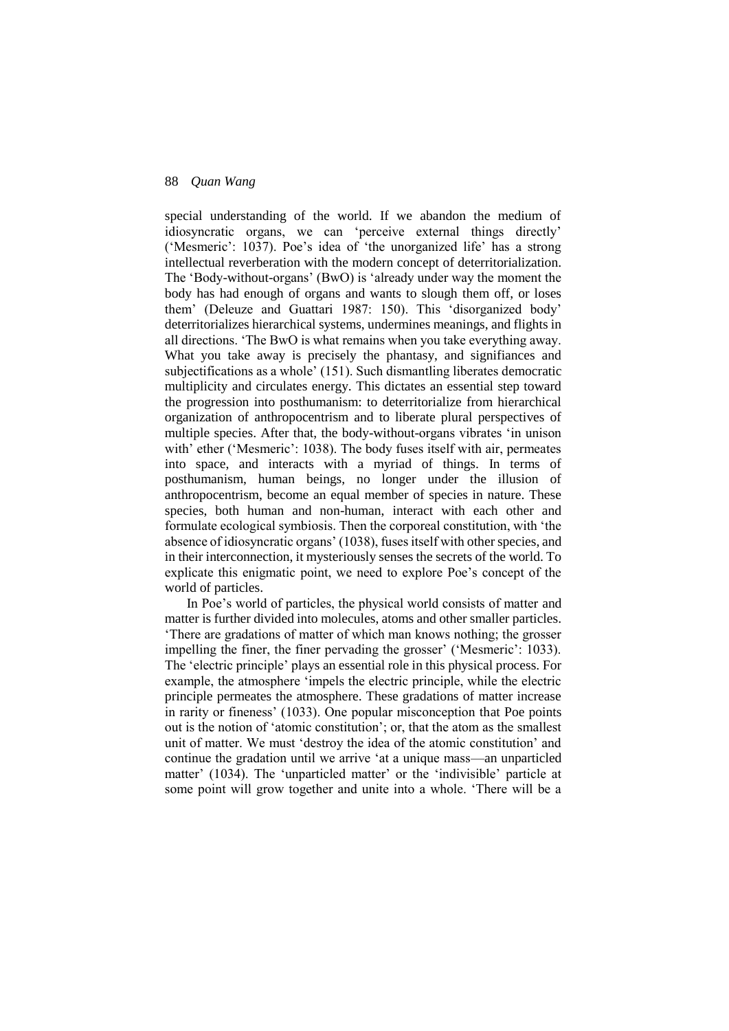special understanding of the world. If we abandon the medium of idiosyncratic organs, we can 'perceive external things directly' ('Mesmeric': 1037). Poe's idea of 'the unorganized life' has a strong intellectual reverberation with the modern concept of deterritorialization. The 'Body-without-organs' (BwO) is 'already under way the moment the body has had enough of organs and wants to slough them off, or loses them' (Deleuze and Guattari 1987: 150). This 'disorganized body' deterritorializes hierarchical systems, undermines meanings, and flights in all directions. 'The BwO is what remains when you take everything away. What you take away is precisely the phantasy, and signifiances and subjectifications as a whole' (151). Such dismantling liberates democratic multiplicity and circulates energy. This dictates an essential step toward the progression into posthumanism: to deterritorialize from hierarchical organization of anthropocentrism and to liberate plural perspectives of multiple species. After that, the body-without-organs vibrates 'in unison with' ether ('Mesmeric': 1038). The body fuses itself with air, permeates into space, and interacts with a myriad of things. In terms of posthumanism, human beings, no longer under the illusion of anthropocentrism, become an equal member of species in nature. These species, both human and non-human, interact with each other and formulate ecological symbiosis. Then the corporeal constitution, with 'the absence of idiosyncratic organs' (1038), fuses itself with other species, and in their interconnection, it mysteriously senses the secrets of the world. To explicate this enigmatic point, we need to explore Poe's concept of the world of particles.

In Poe's world of particles, the physical world consists of matter and matter is further divided into molecules, atoms and other smaller particles. 'There are gradations of matter of which man knows nothing; the grosser impelling the finer, the finer pervading the grosser' ('Mesmeric': 1033). The 'electric principle' plays an essential role in this physical process. For example, the atmosphere 'impels the electric principle, while the electric principle permeates the atmosphere. These gradations of matter increase in rarity or fineness' (1033). One popular misconception that Poe points out is the notion of 'atomic constitution'; or, that the atom as the smallest unit of matter. We must 'destroy the idea of the atomic constitution' and continue the gradation until we arrive 'at a unique mass—an unparticled matter' (1034). The 'unparticled matter' or the 'indivisible' particle at some point will grow together and unite into a whole. 'There will be a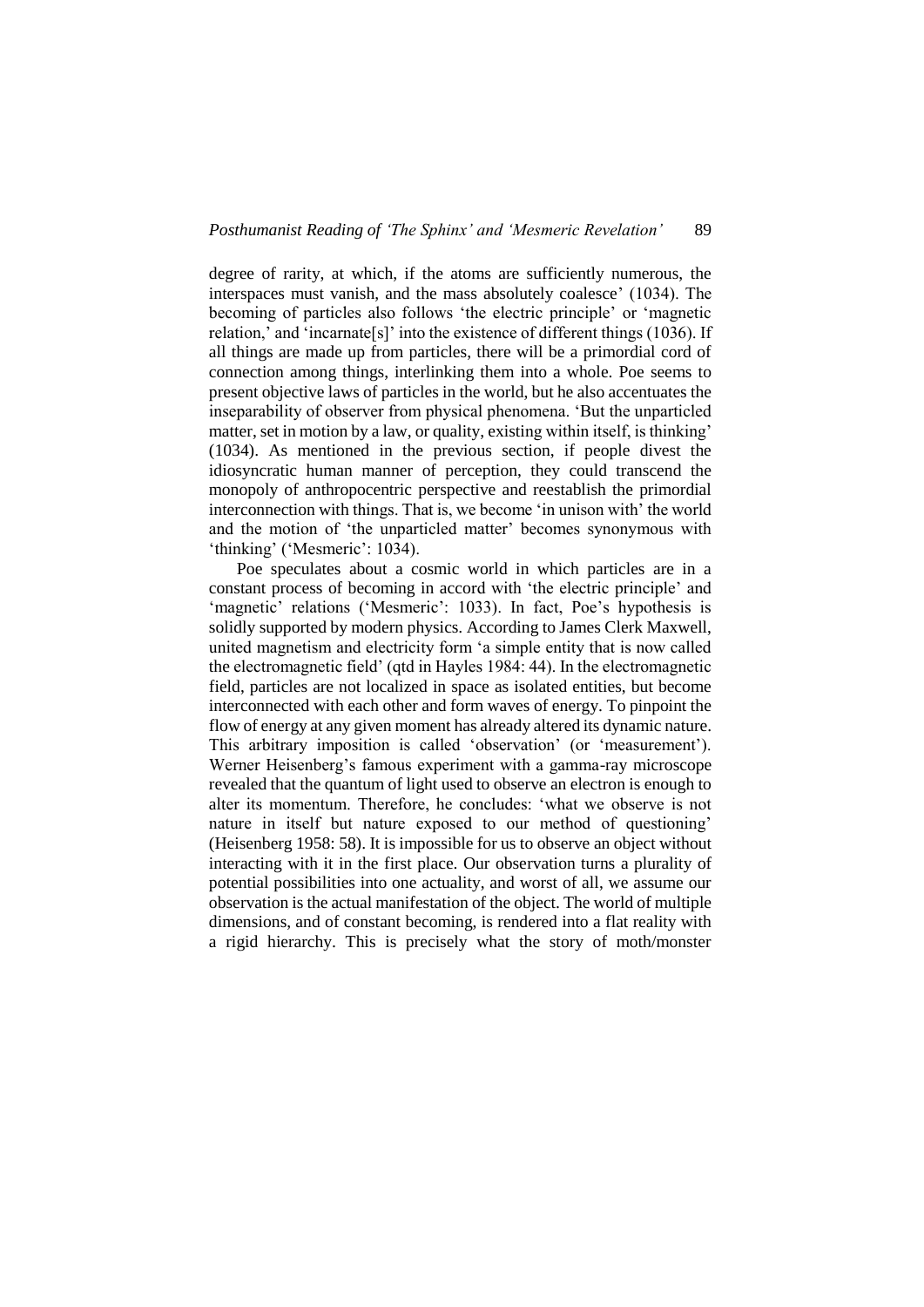degree of rarity, at which, if the atoms are sufficiently numerous, the interspaces must vanish, and the mass absolutely coalesce' (1034). The becoming of particles also follows 'the electric principle' or 'magnetic relation,' and 'incarnate[s]' into the existence of different things (1036). If all things are made up from particles, there will be a primordial cord of connection among things, interlinking them into a whole. Poe seems to present objective laws of particles in the world, but he also accentuates the inseparability of observer from physical phenomena. 'But the unparticled matter, set in motion by a law, or quality, existing within itself, is thinking' (1034). As mentioned in the previous section, if people divest the idiosyncratic human manner of perception, they could transcend the monopoly of anthropocentric perspective and reestablish the primordial interconnection with things. That is, we become 'in unison with' the world and the motion of 'the unparticled matter' becomes synonymous with 'thinking' ('Mesmeric': 1034).

Poe speculates about a cosmic world in which particles are in a constant process of becoming in accord with 'the electric principle' and 'magnetic' relations ('Mesmeric': 1033). In fact, Poe's hypothesis is solidly supported by modern physics. According to James Clerk Maxwell, united magnetism and electricity form 'a simple entity that is now called the electromagnetic field' (qtd in Hayles 1984: 44). In the electromagnetic field, particles are not localized in space as isolated entities, but become interconnected with each other and form waves of energy. To pinpoint the flow of energy at any given moment has already altered its dynamic nature. This arbitrary imposition is called 'observation' (or 'measurement'). Werner Heisenberg's famous experiment with a gamma-ray microscope revealed that the quantum of light used to observe an electron is enough to alter its momentum. Therefore, he concludes: 'what we observe is not nature in itself but nature exposed to our method of questioning' (Heisenberg 1958: 58). It is impossible for us to observe an object without interacting with it in the first place. Our observation turns a plurality of potential possibilities into one actuality, and worst of all, we assume our observation is the actual manifestation of the object. The world of multiple dimensions, and of constant becoming, is rendered into a flat reality with a rigid hierarchy. This is precisely what the story of moth/monster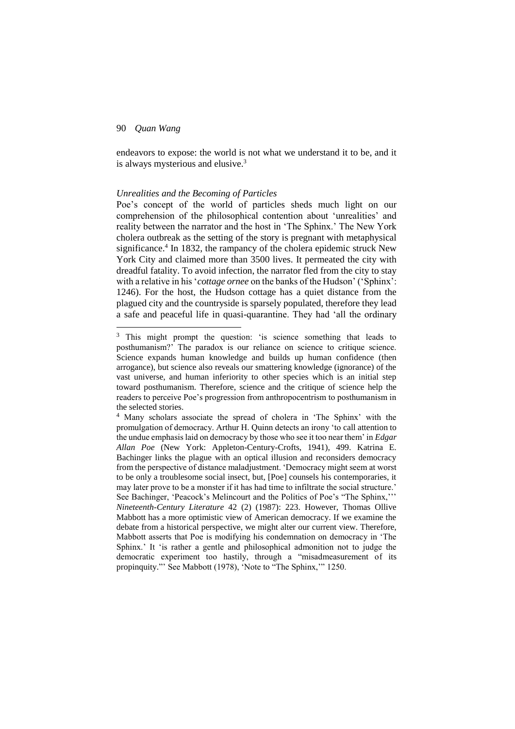endeavors to expose: the world is not what we understand it to be, and it is always mysterious and elusive.[3]

### *Unrealities and the Becoming of Particles*

Poe's concept of the world of particles sheds much light on our comprehension of the philosophical contention about 'unrealities' and reality between the narrator and the host in 'The Sphinx.' The New York cholera outbreak as the setting of the story is pregnant with metaphysical significance.[4] In 1832, the rampancy of the cholera epidemic struck New York City and claimed more than 3500 lives. It permeated the city with dreadful fatality. To avoid infection, the narrator fled from the city to stay with a relative in his '*cottage ornee* on the banks of the Hudson' ('Sphinx': 1246). For the host, the Hudson cottage has a quiet distance from the plagued city and the countryside is sparsely populated, therefore they lead a safe and peaceful life in quasi-quarantine. They had 'all the ordinary

---

[3] This might prompt the question: 'is science something that leads to posthumanism?' The paradox is our reliance on science to critique science. Science expands human knowledge and builds up human confidence (then arrogance), but science also reveals our smattering knowledge (ignorance) of the vast universe, and human inferiority to other species which is an initial step toward posthumanism. Therefore, science and the critique of science help the readers to perceive Poe's progression from anthropocentrism to posthumanism in the selected stories.

[4] Many scholars associate the spread of cholera in 'The Sphinx' with the promulgation of democracy. Arthur H. Quinn detects an irony 'to call attention to the undue emphasis laid on democracy by those who see it too near them' in *Edgar Allan Poe* (New York: Appleton-Century-Crofts, 1941), 499. Katrina E. Bachinger links the plague with an optical illusion and reconsiders democracy from the perspective of distance maladjustment. 'Democracy might seem at worst to be only a troublesome social insect, but, [Poe] counsels his contemporaries, it may later prove to be a monster if it has had time to infiltrate the social structure.' See Bachinger, 'Peacock's Melincourt and the Politics of Poe's "The Sphinx,"' *Nineteenth-Century Literature* 42 (2) (1987): 223. However, Thomas Ollive Mabbott has a more optimistic view of American democracy. If we examine the debate from a historical perspective, we might alter our current view. Therefore, Mabbott asserts that Poe is modifying his condemnation on democracy in 'The Sphinx.' It 'is rather a gentle and philosophical admonition not to judge the democratic experiment too hastily, through a "misadmeasurement of its propinquity."' See Mabbott (1978), 'Note to "The Sphinx,"' 1250.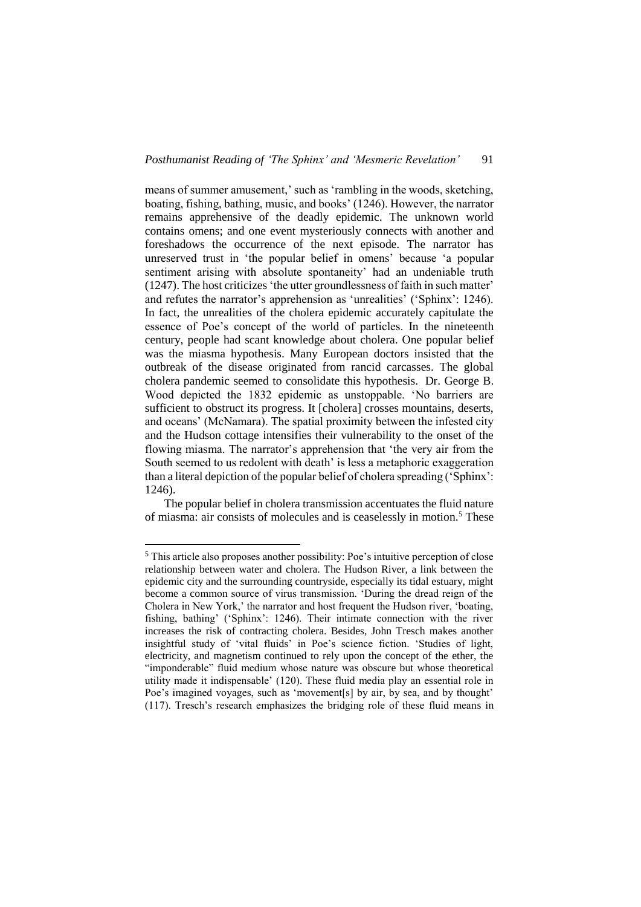means of summer amusement,' such as 'rambling in the woods, sketching, boating, fishing, bathing, music, and books' (1246). However, the narrator remains apprehensive of the deadly epidemic. The unknown world contains omens; and one event mysteriously connects with another and foreshadows the occurrence of the next episode. The narrator has unreserved trust in 'the popular belief in omens' because 'a popular sentiment arising with absolute spontaneity' had an undeniable truth (1247). The host criticizes 'the utter groundlessness of faith in such matter' and refutes the narrator's apprehension as 'unrealities' ('Sphinx': 1246). In fact, the unrealities of the cholera epidemic accurately capitulate the essence of Poe's concept of the world of particles. In the nineteenth century, people had scant knowledge about cholera. One popular belief was the miasma hypothesis. Many European doctors insisted that the outbreak of the disease originated from rancid carcasses. The global cholera pandemic seemed to consolidate this hypothesis. Dr. George B. Wood depicted the 1832 epidemic as unstoppable. 'No barriers are sufficient to obstruct its progress. It [cholera] crosses mountains, deserts, and oceans' (McNamara). The spatial proximity between the infested city and the Hudson cottage intensifies their vulnerability to the onset of the flowing miasma. The narrator's apprehension that 'the very air from the South seemed to us redolent with death' is less a metaphoric exaggeration than a literal depiction of the popular belief of cholera spreading ('Sphinx': 1246).

The popular belief in cholera transmission accentuates the fluid nature of miasma: air consists of molecules and is ceaselessly in motion.[5] These

[5] This article also proposes another possibility: Poe's intuitive perception of close relationship between water and cholera. The Hudson River, a link between the epidemic city and the surrounding countryside, especially its tidal estuary, might become a common source of virus transmission. 'During the dread reign of the Cholera in New York,' the narrator and host frequent the Hudson river, 'boating, fishing, bathing' ('Sphinx': 1246). Their intimate connection with the river increases the risk of contracting cholera. Besides, John Tresch makes another insightful study of 'vital fluids' in Poe's science fiction. 'Studies of light, electricity, and magnetism continued to rely upon the concept of the ether, the "imponderable" fluid medium whose nature was obscure but whose theoretical utility made it indispensable' (120). These fluid media play an essential role in Poe's imagined voyages, such as 'movement[s] by air, by sea, and by thought' (117). Tresch's research emphasizes the bridging role of these fluid means in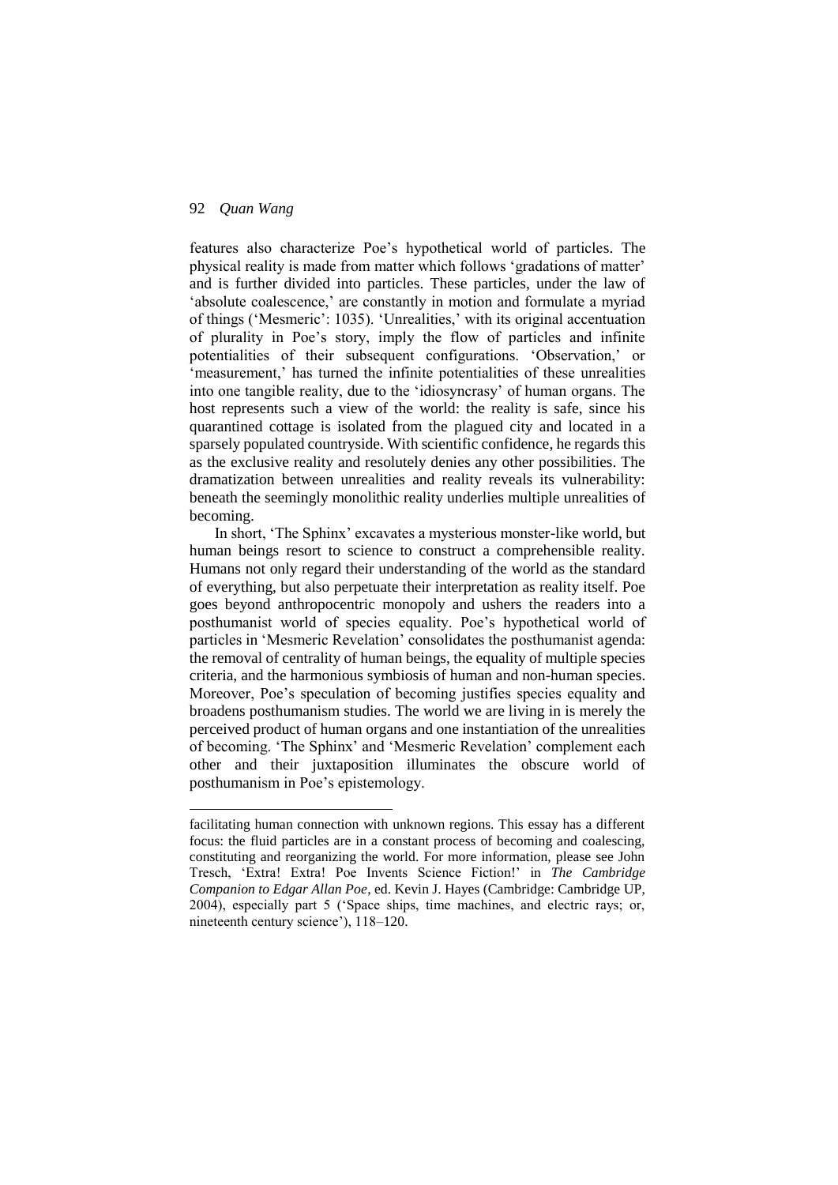features also characterize Poe's hypothetical world of particles. The physical reality is made from matter which follows 'gradations of matter' and is further divided into particles. These particles, under the law of 'absolute coalescence,' are constantly in motion and formulate a myriad of things ('Mesmeric': 1035). 'Unrealities,' with its original accentuation of plurality in Poe's story, imply the flow of particles and infinite potentialities of their subsequent configurations. 'Observation,' or 'measurement,' has turned the infinite potentialities of these unrealities into one tangible reality, due to the 'idiosyncrasy' of human organs. The host represents such a view of the world: the reality is safe, since his quarantined cottage is isolated from the plagued city and located in a sparsely populated countryside. With scientific confidence, he regards this as the exclusive reality and resolutely denies any other possibilities. The dramatization between unrealities and reality reveals its vulnerability: beneath the seemingly monolithic reality underlies multiple unrealities of becoming.

In short, 'The Sphinx' excavates a mysterious monster-like world, but human beings resort to science to construct a comprehensible reality. Humans not only regard their understanding of the world as the standard of everything, but also perpetuate their interpretation as reality itself. Poe goes beyond anthropocentric monopoly and ushers the readers into a posthumanist world of species equality. Poe's hypothetical world of particles in 'Mesmeric Revelation' consolidates the posthumanist agenda: the removal of centrality of human beings, the equality of multiple species criteria, and the harmonious symbiosis of human and non-human species. Moreover, Poe's speculation of becoming justifies species equality and broadens posthumanism studies. The world we are living in is merely the perceived product of human organs and one instantiation of the unrealities of becoming. 'The Sphinx' and 'Mesmeric Revelation' complement each other and their juxtaposition illuminates the obscure world of posthumanism in Poe's epistemology.

---

facilitating human connection with unknown regions. This essay has a different focus: the fluid particles are in a constant process of becoming and coalescing, constituting and reorganizing the world. For more information, please see John Tresch, 'Extra! Extra! Poe Invents Science Fiction!' in *The Cambridge Companion to Edgar Allan Poe*, ed. Kevin J. Hayes (Cambridge: Cambridge UP, 2004), especially part 5 ('Space ships, time machines, and electric rays; or, nineteenth century science'), 118–120.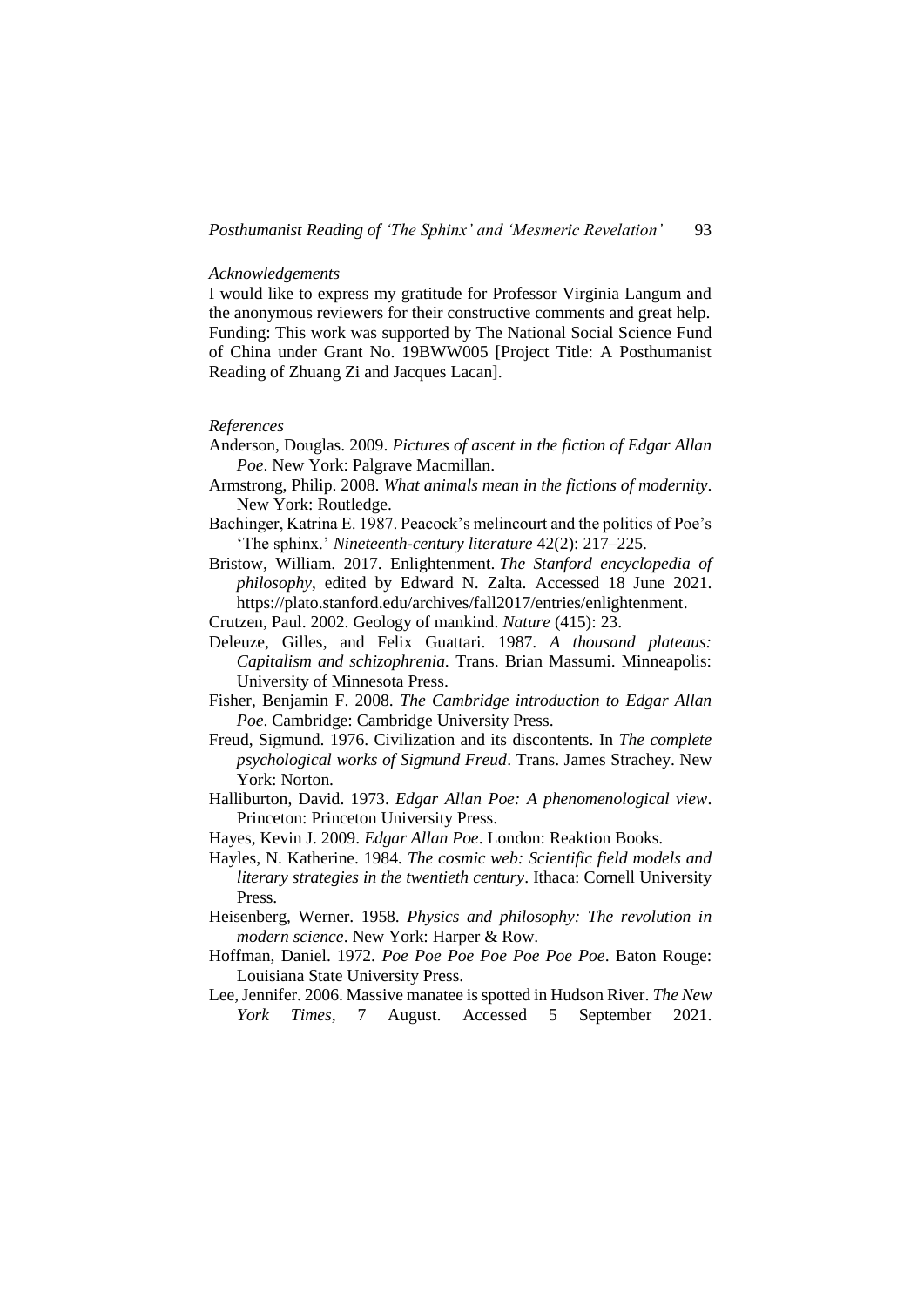*Acknowledgements*

I would like to express my gratitude for Professor Virginia Langum and the anonymous reviewers for their constructive comments and great help. Funding: This work was supported by The National Social Science Fund of China under Grant No. 19BWW005 [Project Title: A Posthumanist Reading of Zhuang Zi and Jacques Lacan].

*References*

Anderson, Douglas. 2009. *Pictures of ascent in the fiction of Edgar Allan Poe*. New York: Palgrave Macmillan.

Armstrong, Philip. 2008. *What animals mean in the fictions of modernity*. New York: Routledge.

Bachinger, Katrina E. 1987. Peacock's melincourt and the politics of Poe's 'The sphinx.' *Nineteenth-century literature* 42(2): 217–225.

Bristow, William. 2017. Enlightenment. *The Stanford encyclopedia of philosophy*, edited by Edward N. Zalta. Accessed 18 June 2021. https://plato.stanford.edu/archives/fall2017/entries/enlightenment.

Crutzen, Paul. 2002. Geology of mankind. *Nature* (415): 23.

Deleuze, Gilles, and Felix Guattari. 1987. *A thousand plateaus: Capitalism and schizophrenia*. Trans. Brian Massumi. Minneapolis: University of Minnesota Press.

Fisher, Benjamin F. 2008. *The Cambridge introduction to Edgar Allan Poe*. Cambridge: Cambridge University Press.

Freud, Sigmund. 1976. Civilization and its discontents. In *The complete psychological works of Sigmund Freud*. Trans. James Strachey. New York: Norton.

Halliburton, David. 1973. *Edgar Allan Poe: A phenomenological view*. Princeton: Princeton University Press.

Hayes, Kevin J. 2009. *Edgar Allan Poe*. London: Reaktion Books.

Hayles, N. Katherine. 1984. *The cosmic web: Scientific field models and literary strategies in the twentieth century*. Ithaca: Cornell University Press.

Heisenberg, Werner. 1958. *Physics and philosophy: The revolution in modern science*. New York: Harper & Row.

Hoffman, Daniel. 1972. *Poe Poe Poe Poe Poe Poe Poe*. Baton Rouge: Louisiana State University Press.

Lee, Jennifer. 2006. Massive manatee is spotted in Hudson River. *The New York Times*, 7 August. Accessed 5 September 2021.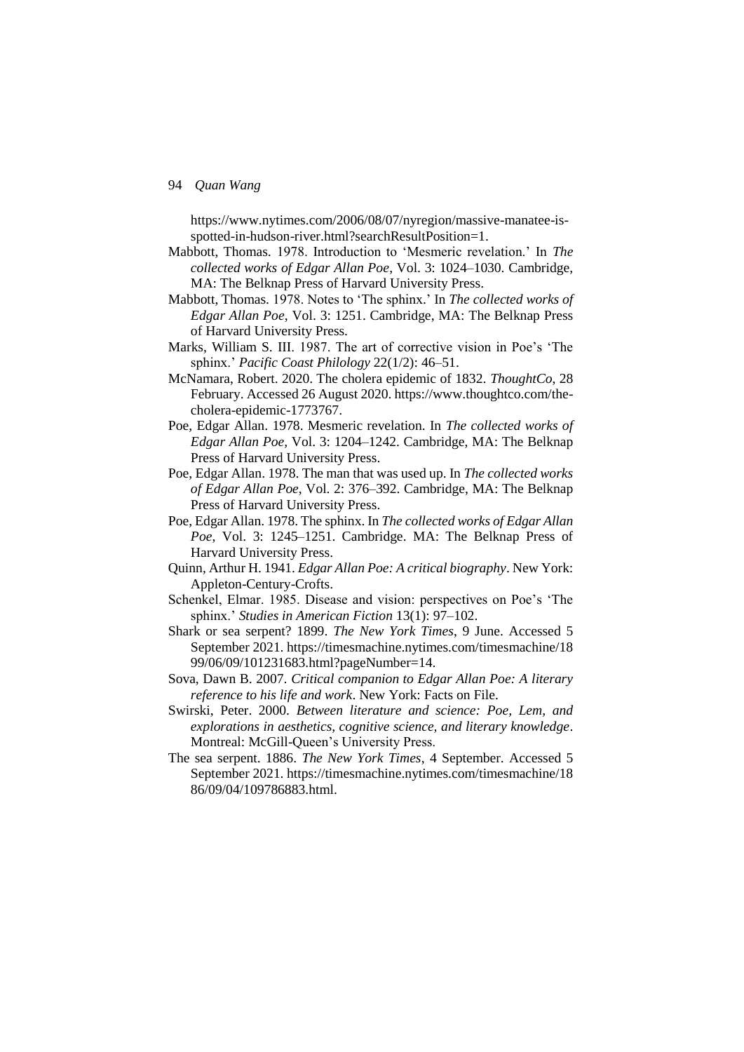https://www.nytimes.com/2006/08/07/nyregion/massive-manatee-is-spotted-in-hudson-river.html?searchResultPosition=1.

Mabbott, Thomas. 1978. Introduction to 'Mesmeric revelation.' In *The collected works of Edgar Allan Poe*, Vol. 3: 1024–1030. Cambridge, MA: The Belknap Press of Harvard University Press.

Mabbott, Thomas. 1978. Notes to 'The sphinx.' In *The collected works of Edgar Allan Poe*, Vol. 3: 1251. Cambridge, MA: The Belknap Press of Harvard University Press.

Marks, William S. III. 1987. The art of corrective vision in Poe's 'The sphinx.' *Pacific Coast Philology* 22(1/2): 46–51.

McNamara, Robert. 2020. The cholera epidemic of 1832. *ThoughtCo*, 28 February. Accessed 26 August 2020. https://www.thoughtco.com/the-cholera-epidemic-1773767.

Poe, Edgar Allan. 1978. Mesmeric revelation. In *The collected works of Edgar Allan Poe,* Vol. 3: 1204–1242. Cambridge, MA: The Belknap Press of Harvard University Press.

Poe, Edgar Allan. 1978. The man that was used up. In *The collected works of Edgar Allan Poe*, Vol. 2: 376–392. Cambridge, MA: The Belknap Press of Harvard University Press.

Poe, Edgar Allan. 1978. The sphinx. In *The collected works of Edgar Allan Poe*, Vol. 3: 1245–1251. Cambridge. MA: The Belknap Press of Harvard University Press.

Quinn, Arthur H. 1941. *Edgar Allan Poe: A critical biography*. New York: Appleton-Century-Crofts.

Schenkel, Elmar. 1985. Disease and vision: perspectives on Poe's 'The sphinx.' *Studies in American Fiction* 13(1): 97–102.

Shark or sea serpent? 1899. *The New York Times*, 9 June. Accessed 5 September 2021. https://timesmachine.nytimes.com/timesmachine/1899/06/09/101231683.html?pageNumber=14.

Sova, Dawn B. 2007. *Critical companion to Edgar Allan Poe: A literary reference to his life and work*. New York: Facts on File.

Swirski, Peter. 2000. *Between literature and science: Poe, Lem, and explorations in aesthetics, cognitive science, and literary knowledge*. Montreal: McGill-Queen's University Press.

The sea serpent. 1886. *The New York Times*, 4 September. Accessed 5 September 2021. https://timesmachine.nytimes.com/timesmachine/1886/09/04/109786883.html.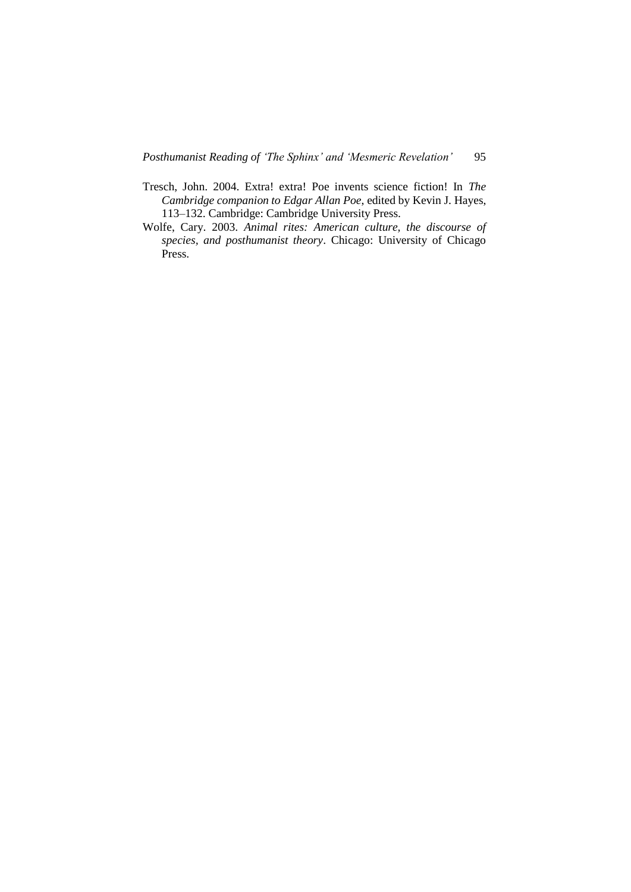Tresch, John. 2004. Extra! extra! Poe invents science fiction! In *The Cambridge companion to Edgar Allan Poe*, edited by Kevin J. Hayes, 113–132. Cambridge: Cambridge University Press.

Wolfe, Cary. 2003. *Animal rites: American culture, the discourse of species, and posthumanist theory*. Chicago: University of Chicago Press.